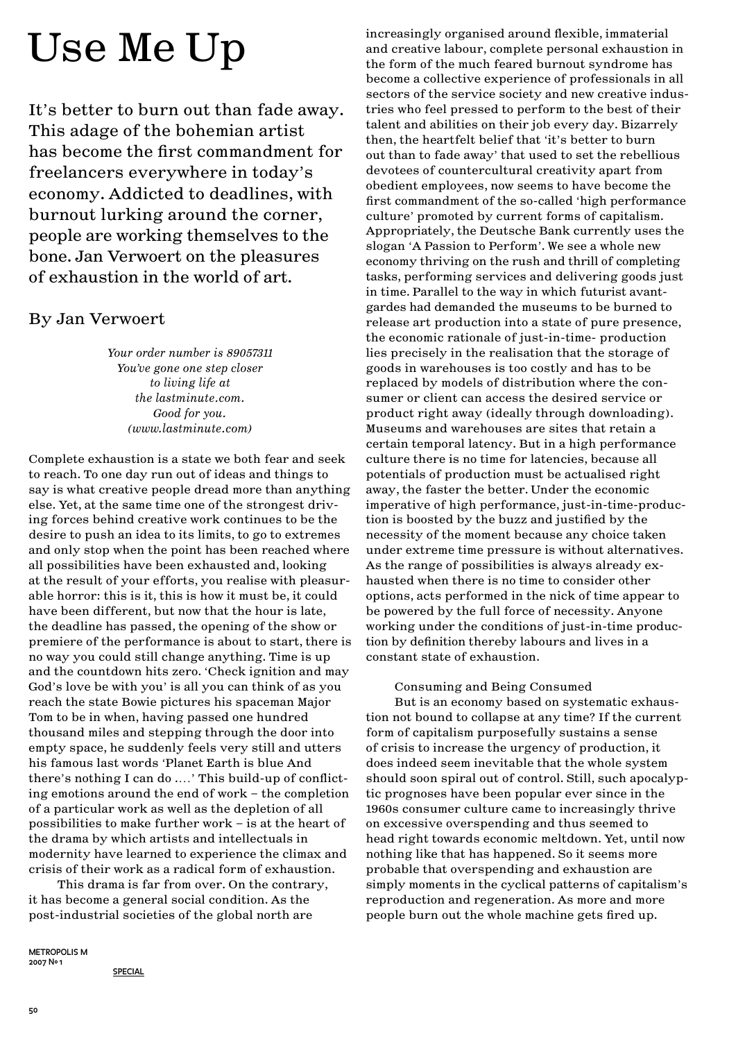# Use Me Up

It's better to burn out than fade away. This adage of the bohemian artist has become the first commandment for freelancers everywhere in today's economy. Addicted to deadlines, with burnout lurking around the corner, people are working themselves to the bone. Jan Verwoert on the pleasures of exhaustion in the world of art.

By Jan Verwoert

*Your order number is 89057311*
*You've gone one step closer*
*to living life at*
*the lastminute.com.*
*Good for you.*
*(www.lastminute.com)*

Complete exhaustion is a state we both fear and seek to reach. To one day run out of ideas and things to say is what creative people dread more than anything else. Yet, at the same time one of the strongest driving forces behind creative work continues to be the desire to push an idea to its limits, to go to extremes and only stop when the point has been reached where all possibilities have been exhausted and, looking at the result of your efforts, you realise with pleasurable horror: this is it, this is how it must be, it could have been different, but now that the hour is late, the deadline has passed, the opening of the show or premiere of the performance is about to start, there is no way you could still change anything. Time is up and the countdown hits zero. 'Check ignition and may God's love be with you' is all you can think of as you reach the state Bowie pictures his spaceman Major Tom to be in when, having passed one hundred thousand miles and stepping through the door into empty space, he suddenly feels very still and utters his famous last words 'Planet Earth is blue And there's nothing I can do ....' This build-up of conflicting emotions around the end of work – the completion of a particular work as well as the depletion of all possibilities to make further work – is at the heart of the drama by which artists and intellectuals in modernity have learned to experience the climax and crisis of their work as a radical form of exhaustion.

This drama is far from over. On the contrary, it has become a general social condition. As the post-industrial societies of the global north are increasingly organised around flexible, immaterial and creative labour, complete personal exhaustion in the form of the much feared burnout syndrome has become a collective experience of professionals in all sectors of the service society and new creative industries who feel pressed to perform to the best of their talent and abilities on their job every day. Bizarrely then, the heartfelt belief that 'it's better to burn out than to fade away' that used to set the rebellious devotees of countercultural creativity apart from obedient employees, now seems to have become the first commandment of the so-called 'high performance culture' promoted by current forms of capitalism. Appropriately, the Deutsche Bank currently uses the slogan 'A Passion to Perform'. We see a whole new economy thriving on the rush and thrill of completing tasks, performing services and delivering goods just in time. Parallel to the way in which futurist avant-gardes had demanded the museums to be burned to release art production into a state of pure presence, the economic rationale of just-in-time- production lies precisely in the realisation that the storage of goods in warehouses is too costly and has to be replaced by models of distribution where the consumer or client can access the desired service or product right away (ideally through downloading). Museums and warehouses are sites that retain a certain temporal latency. But in a high performance culture there is no time for latencies, because all potentials of production must be actualised right away, the faster the better. Under the economic imperative of high performance, just-in-time-production is boosted by the buzz and justified by the necessity of the moment because any choice taken under extreme time pressure is without alternatives. As the range of possibilities is always already exhausted when there is no time to consider other options, acts performed in the nick of time appear to be powered by the full force of necessity. Anyone working under the conditions of just-in-time production by definition thereby labours and lives in a constant state of exhaustion.

## Consuming and Being Consumed

But is an economy based on systematic exhaustion not bound to collapse at any time? If the current form of capitalism purposefully sustains a sense of crisis to increase the urgency of production, it does indeed seem inevitable that the whole system should soon spiral out of control. Still, such apocalyptic prognoses have been popular ever since in the 1960s consumer culture came to increasingly thrive on excessive overspending and thus seemed to head right towards economic meltdown. Yet, until now nothing like that has happened. So it seems more probable that overspending and exhaustion are simply moments in the cyclical patterns of capitalism's reproduction and regeneration. As more and more people burn out the whole machine gets fired up.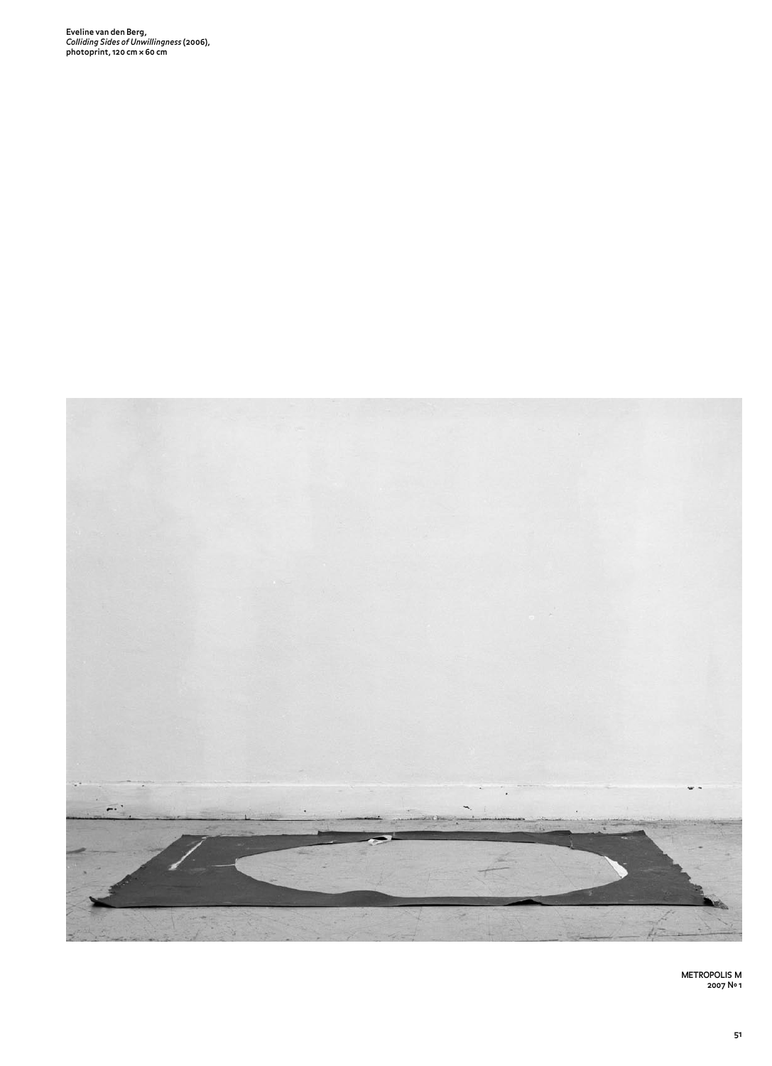**Eveline van den Berg,**
***Colliding Sides of Unwillingness*** **(2006),**
**photoprint, 120 cm × 60 cm**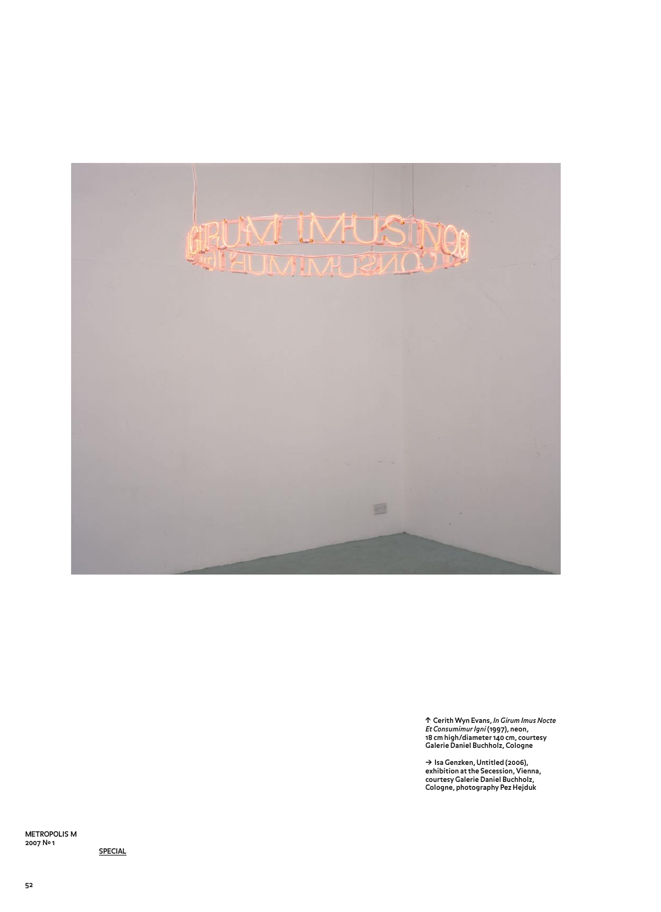↑ Cerith Wyn Evans, *In Girum Imus Nocte Et Consumimur Igni* (1997), neon, 18 cm high/diameter 140 cm, courtesy Galerie Daniel Buchholz, Cologne

→ Isa Genzken, Untitled (2006), exhibition at the Secession, Vienna, courtesy Galerie Daniel Buchholz, Cologne, photography Pez Hejduk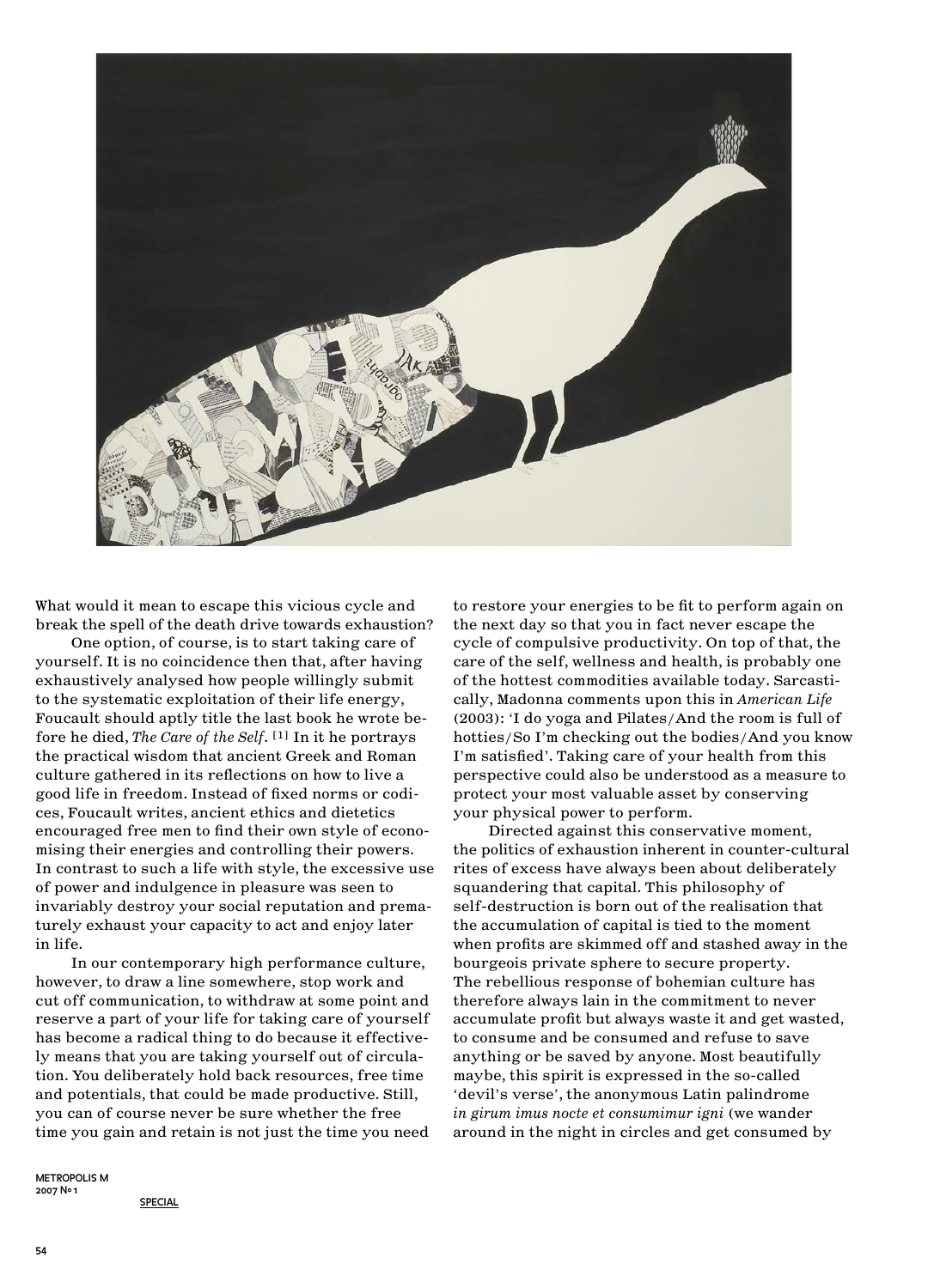What would it mean to escape this vicious cycle and break the spell of the death drive towards exhaustion?

One option, of course, is to start taking care of yourself. It is no coincidence then that, after having exhaustively analysed how people willingly submit to the systematic exploitation of their life energy, Foucault should aptly title the last book he wrote before he died, *The Care of the Self*. [1] In it he portrays the practical wisdom that ancient Greek and Roman culture gathered in its reflections on how to live a good life in freedom. Instead of fixed norms or codices, Foucault writes, ancient ethics and dietetics encouraged free men to find their own style of economising their energies and controlling their powers. In contrast to such a life with style, the excessive use of power and indulgence in pleasure was seen to invariably destroy your social reputation and prematurely exhaust your capacity to act and enjoy later in life.

In our contemporary high performance culture, however, to draw a line somewhere, stop work and cut off communication, to withdraw at some point and reserve a part of your life for taking care of yourself has become a radical thing to do because it effectively means that you are taking yourself out of circulation. You deliberately hold back resources, free time and potentials, that could be made productive. Still, you can of course never be sure whether the free time you gain and retain is not just the time you need to restore your energies to be fit to perform again on the next day so that you in fact never escape the cycle of compulsive productivity. On top of that, the care of the self, wellness and health, is probably one of the hottest commodities available today. Sarcastically, Madonna comments upon this in *American Life* (2003): 'I do yoga and Pilates/And the room is full of hotties/So I'm checking out the bodies/And you know I'm satisfied'. Taking care of your health from this perspective could also be understood as a measure to protect your most valuable asset by conserving your physical power to perform.

Directed against this conservative moment, the politics of exhaustion inherent in counter-cultural rites of excess have always been about deliberately squandering that capital. This philosophy of self-destruction is born out of the realisation that the accumulation of capital is tied to the moment when profits are skimmed off and stashed away in the bourgeois private sphere to secure property. The rebellious response of bohemian culture has therefore always lain in the commitment to never accumulate profit but always waste it and get wasted, to consume and be consumed and refuse to save anything or be saved by anyone. Most beautifully maybe, this spirit is expressed in the so-called 'devil's verse', the anonymous Latin palindrome *in girum imus nocte et consumimur igni* (we wander around in the night in circles and get consumed by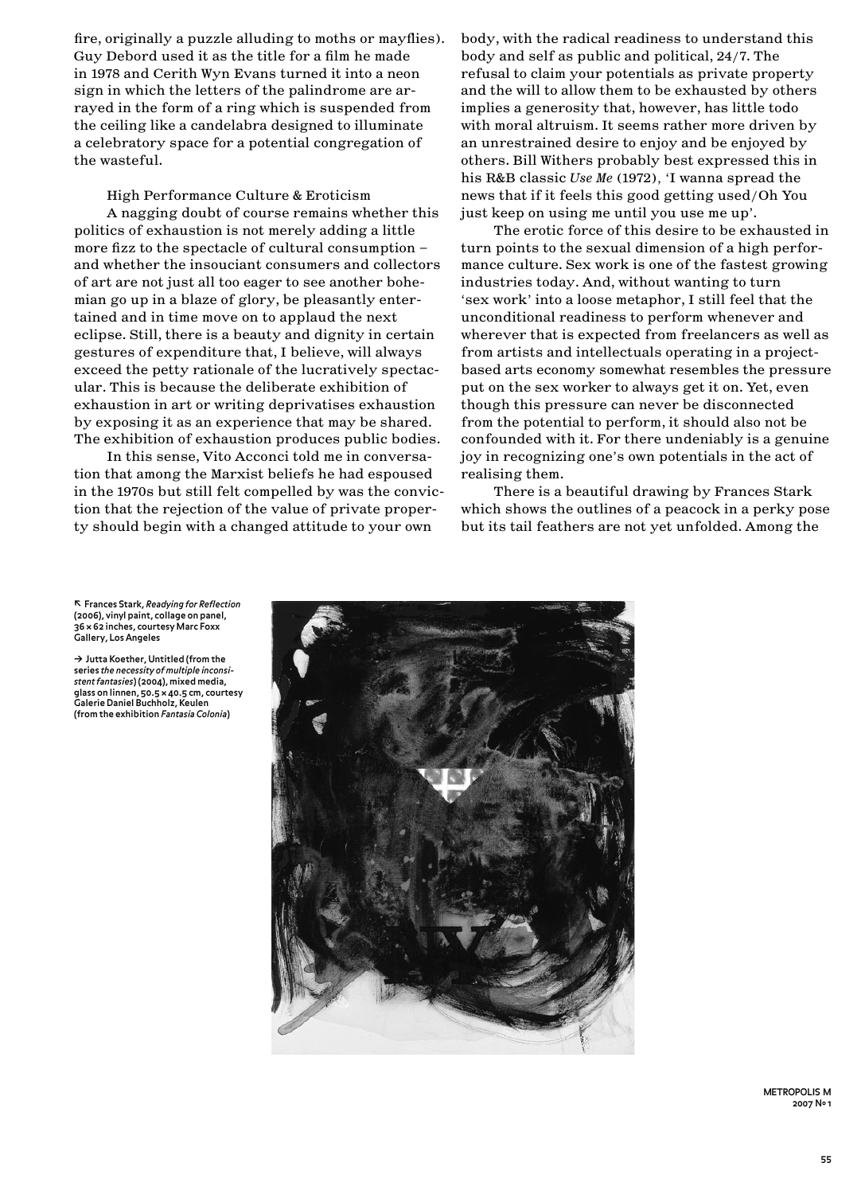fire, originally a puzzle alluding to moths or mayflies). Guy Debord used it as the title for a film he made in 1978 and Cerith Wyn Evans turned it into a neon sign in which the letters of the palindrome are arrayed in the form of a ring which is suspended from the ceiling like a candelabra designed to illuminate a celebratory space for a potential congregation of the wasteful.

### High Performance Culture & Eroticism

A nagging doubt of course remains whether this politics of exhaustion is not merely adding a little more fizz to the spectacle of cultural consumption – and whether the insouciant consumers and collectors of art are not just all too eager to see another bohemian go up in a blaze of glory, be pleasantly entertained and in time move on to applaud the next eclipse. Still, there is a beauty and dignity in certain gestures of expenditure that, I believe, will always exceed the petty rationale of the lucratively spectacular. This is because the deliberate exhibition of exhaustion in art or writing deprivatises exhaustion by exposing it as an experience that may be shared. The exhibition of exhaustion produces public bodies.

In this sense, Vito Acconci told me in conversation that among the Marxist beliefs he had espoused in the 1970s but still felt compelled by was the conviction that the rejection of the value of private property should begin with a changed attitude to your own body, with the radical readiness to understand this body and self as public and political, 24/7. The refusal to claim your potentials as private property and the will to allow them to be exhausted by others implies a generosity that, however, has little todo with moral altruism. It seems rather more driven by an unrestrained desire to enjoy and be enjoyed by others. Bill Withers probably best expressed this in his R&B classic *Use Me* (1972), 'I wanna spread the news that if it feels this good getting used/Oh You just keep on using me until you use me up'.

The erotic force of this desire to be exhausted in turn points to the sexual dimension of a high performance culture. Sex work is one of the fastest growing industries today. And, without wanting to turn 'sex work' into a loose metaphor, I still feel that the unconditional readiness to perform whenever and wherever that is expected from freelancers as well as from artists and intellectuals operating in a project-based arts economy somewhat resembles the pressure put on the sex worker to always get it on. Yet, even though this pressure can never be disconnected from the potential to perform, it should also not be confounded with it. For there undeniably is a genuine joy in recognizing one's own potentials in the act of realising them.

There is a beautiful drawing by Frances Stark which shows the outlines of a peacock in a perky pose but its tail feathers are not yet unfolded. Among the

↖ **Frances Stark, *Readying for Reflection* (2006), vinyl paint, collage on panel, 36 × 62 inches, courtesy Marc Foxx Gallery, Los Angeles**

→ **Jutta Koether, Untitled (from the series *the necessity of multiple inconsistent fantasies*) (2004), mixed media, glass on linnen, 50.5 × 40.5 cm, courtesy Galerie Daniel Buchholz, Keulen (from the exhibition *Fantasia Colonia*)**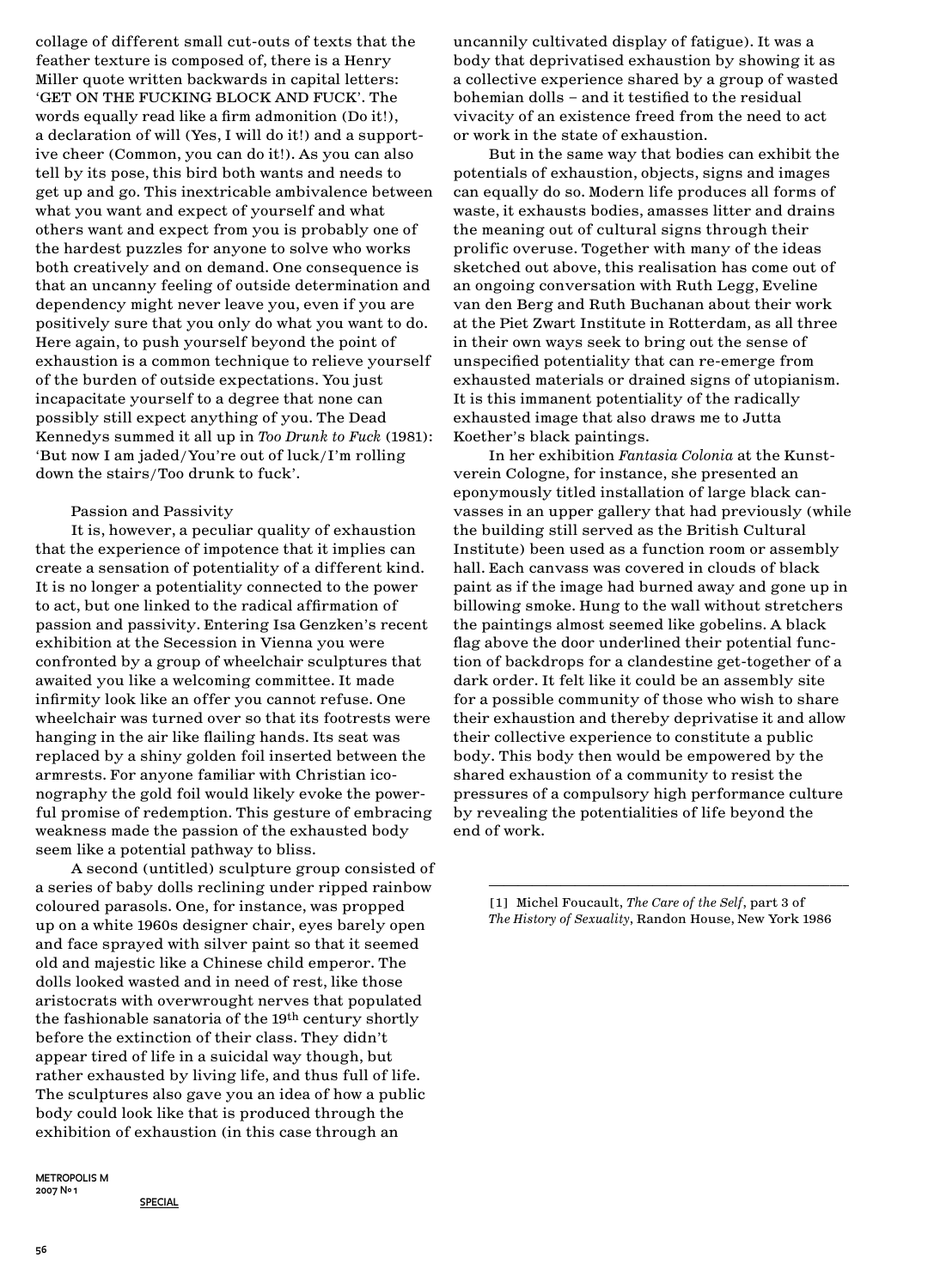collage of different small cut-outs of texts that the feather texture is composed of, there is a Henry Miller quote written backwards in capital letters: 'GET ON THE FUCKING BLOCK AND FUCK'. The words equally read like a firm admonition (Do it!), a declaration of will (Yes, I will do it!) and a supportive cheer (Common, you can do it!). As you can also tell by its pose, this bird both wants and needs to get up and go. This inextricable ambivalence between what you want and expect of yourself and what others want and expect from you is probably one of the hardest puzzles for anyone to solve who works both creatively and on demand. One consequence is that an uncanny feeling of outside determination and dependency might never leave you, even if you are positively sure that you only do what you want to do. Here again, to push yourself beyond the point of exhaustion is a common technique to relieve yourself of the burden of outside expectations. You just incapacitate yourself to a degree that none can possibly still expect anything of you. The Dead Kennedys summed it all up in *Too Drunk to Fuck* (1981): 'But now I am jaded/You're out of luck/I'm rolling down the stairs/Too drunk to fuck'.

## Passion and Passivity

It is, however, a peculiar quality of exhaustion that the experience of impotence that it implies can create a sensation of potentiality of a different kind. It is no longer a potentiality connected to the power to act, but one linked to the radical affirmation of passion and passivity. Entering Isa Genzken's recent exhibition at the Secession in Vienna you were confronted by a group of wheelchair sculptures that awaited you like a welcoming committee. It made infirmity look like an offer you cannot refuse. One wheelchair was turned over so that its footrests were hanging in the air like flailing hands. Its seat was replaced by a shiny golden foil inserted between the armrests. For anyone familiar with Christian iconography the gold foil would likely evoke the powerful promise of redemption. This gesture of embracing weakness made the passion of the exhausted body seem like a potential pathway to bliss.

A second (untitled) sculpture group consisted of a series of baby dolls reclining under ripped rainbow coloured parasols. One, for instance, was propped up on a white 1960s designer chair, eyes barely open and face sprayed with silver paint so that it seemed old and majestic like a Chinese child emperor. The dolls looked wasted and in need of rest, like those aristocrats with overwrought nerves that populated the fashionable sanatoria of the 19th century shortly before the extinction of their class. They didn't appear tired of life in a suicidal way though, but rather exhausted by living life, and thus full of life. The sculptures also gave you an idea of how a public body could look like that is produced through the exhibition of exhaustion (in this case through an uncannily cultivated display of fatigue). It was a body that deprivatised exhaustion by showing it as a collective experience shared by a group of wasted bohemian dolls – and it testified to the residual vivacity of an existence freed from the need to act or work in the state of exhaustion.

But in the same way that bodies can exhibit the potentials of exhaustion, objects, signs and images can equally do so. Modern life produces all forms of waste, it exhausts bodies, amasses litter and drains the meaning out of cultural signs through their prolific overuse. Together with many of the ideas sketched out above, this realisation has come out of an ongoing conversation with Ruth Legg, Eveline van den Berg and Ruth Buchanan about their work at the Piet Zwart Institute in Rotterdam, as all three in their own ways seek to bring out the sense of unspecified potentiality that can re-emerge from exhausted materials or drained signs of utopianism. It is this immanent potentiality of the radically exhausted image that also draws me to Jutta Koether's black paintings.

In her exhibition *Fantasia Colonia* at the Kunstverein Cologne, for instance, she presented an eponymously titled installation of large black canvasses in an upper gallery that had previously (while the building still served as the British Cultural Institute) been used as a function room or assembly hall. Each canvass was covered in clouds of black paint as if the image had burned away and gone up in billowing smoke. Hung to the wall without stretchers the paintings almost seemed like gobelins. A black flag above the door underlined their potential function of backdrops for a clandestine get-together of a dark order. It felt like it could be an assembly site for a possible community of those who wish to share their exhaustion and thereby deprivatise it and allow their collective experience to constitute a public body. This body then would be empowered by the shared exhaustion of a community to resist the pressures of a compulsory high performance culture by revealing the potentialities of life beyond the end of work.

---

[1] Michel Foucault, *The Care of the Self*, part 3 of *The History of Sexuality*, Randon House, New York 1986